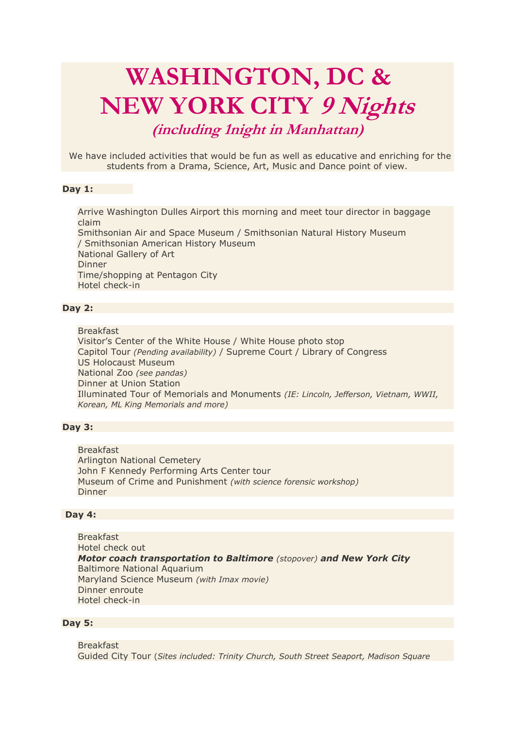# WASHINGTON, DC & NEW YORK CITY *9 Nights*

## *(including 1night in Manhattan)*

We have included activities that would be fun as well as educative and enriching for the students from a Drama, Science, Art, Music and Dance point of view.

**Day 1:**

Arrive Washington Dulles Airport this morning and meet tour director in baggage claim
Smithsonian Air and Space Museum / Smithsonian Natural History Museum / Smithsonian American History Museum
National Gallery of Art
Dinner
Time/shopping at Pentagon City
Hotel check-in

**Day 2:**

Breakfast
Visitor's Center of the White House / White House photo stop
Capitol Tour *(Pending availability)* / Supreme Court / Library of Congress
US Holocaust Museum
National Zoo *(see pandas)*
Dinner at Union Station
Illuminated Tour of Memorials and Monuments *(IE: Lincoln, Jefferson, Vietnam, WWII, Korean, ML King Memorials and more)*

**Day 3:**

Breakfast
Arlington National Cemetery
John F Kennedy Performing Arts Center tour
Museum of Crime and Punishment *(with science forensic workshop)*
Dinner

**Day 4:**

Breakfast
Hotel check out
***Motor coach transportation to Baltimore*** *(stopover)* ***and New York City***
Baltimore National Aquarium
Maryland Science Museum *(with Imax movie)*
Dinner enroute
Hotel check-in

**Day 5:**

Breakfast
Guided City Tour (*Sites included: Trinity Church, South Street Seaport, Madison Square*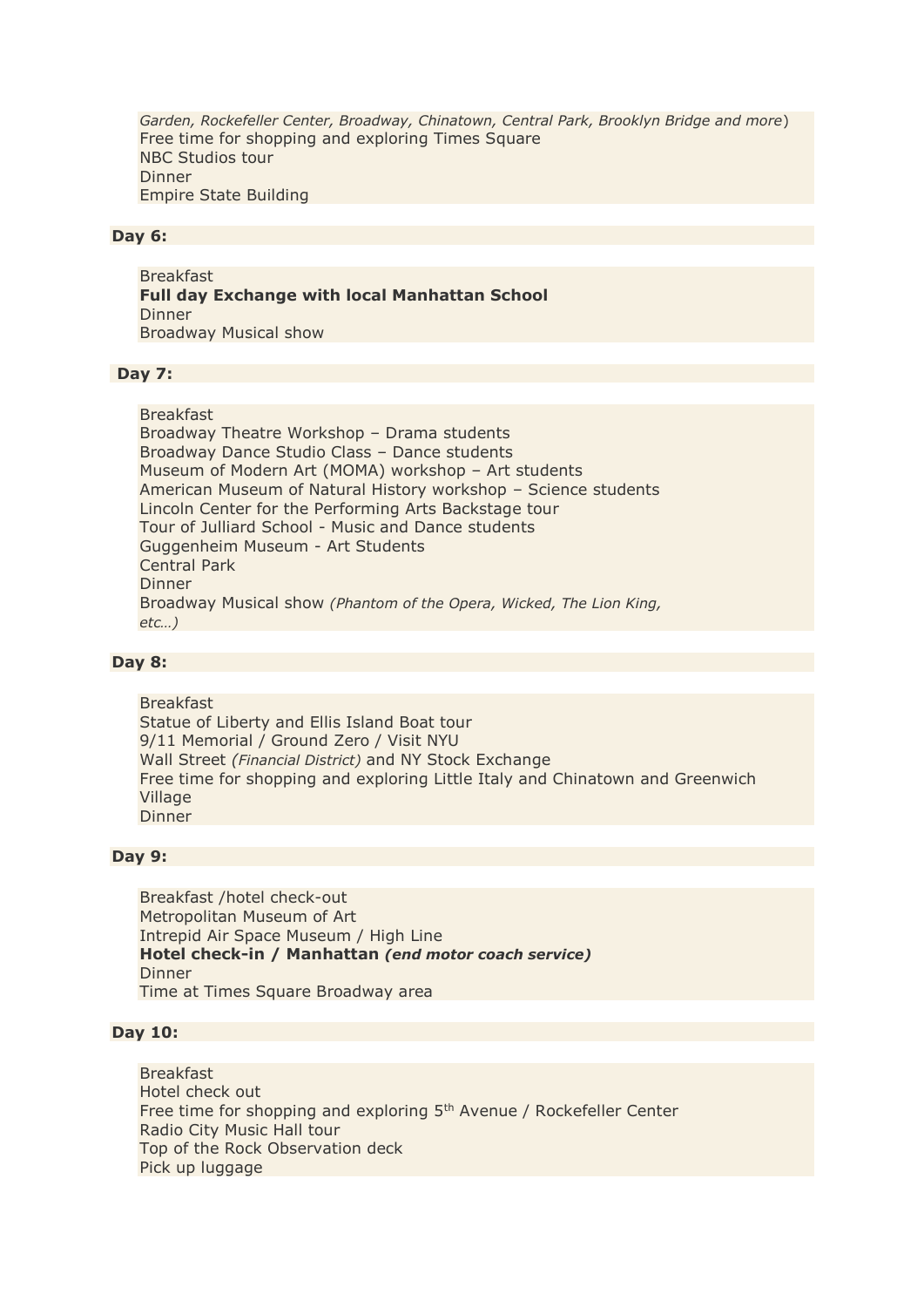*Garden, Rockefeller Center, Broadway, Chinatown, Central Park, Brooklyn Bridge and more*)
Free time for shopping and exploring Times Square
NBC Studios tour
Dinner
Empire State Building

**Day 6:**

Breakfast
**Full day Exchange with local Manhattan School**
Dinner
Broadway Musical show

**Day 7:**

Breakfast
Broadway Theatre Workshop – Drama students
Broadway Dance Studio Class – Dance students
Museum of Modern Art (MOMA) workshop – Art students
American Museum of Natural History workshop – Science students
Lincoln Center for the Performing Arts Backstage tour
Tour of Julliard School - Music and Dance students
Guggenheim Museum - Art Students
Central Park
Dinner
Broadway Musical show *(Phantom of the Opera, Wicked, The Lion King, etc…)*

**Day 8:**

Breakfast
Statue of Liberty and Ellis Island Boat tour
9/11 Memorial / Ground Zero / Visit NYU
Wall Street *(Financial District)* and NY Stock Exchange
Free time for shopping and exploring Little Italy and Chinatown and Greenwich Village
Dinner

**Day 9:**

Breakfast /hotel check-out
Metropolitan Museum of Art
Intrepid Air Space Museum / High Line
**Hotel check-in / Manhattan *(end motor coach service)***
Dinner
Time at Times Square Broadway area

**Day 10:**

Breakfast
Hotel check out
Free time for shopping and exploring 5th Avenue / Rockefeller Center
Radio City Music Hall tour
Top of the Rock Observation deck
Pick up luggage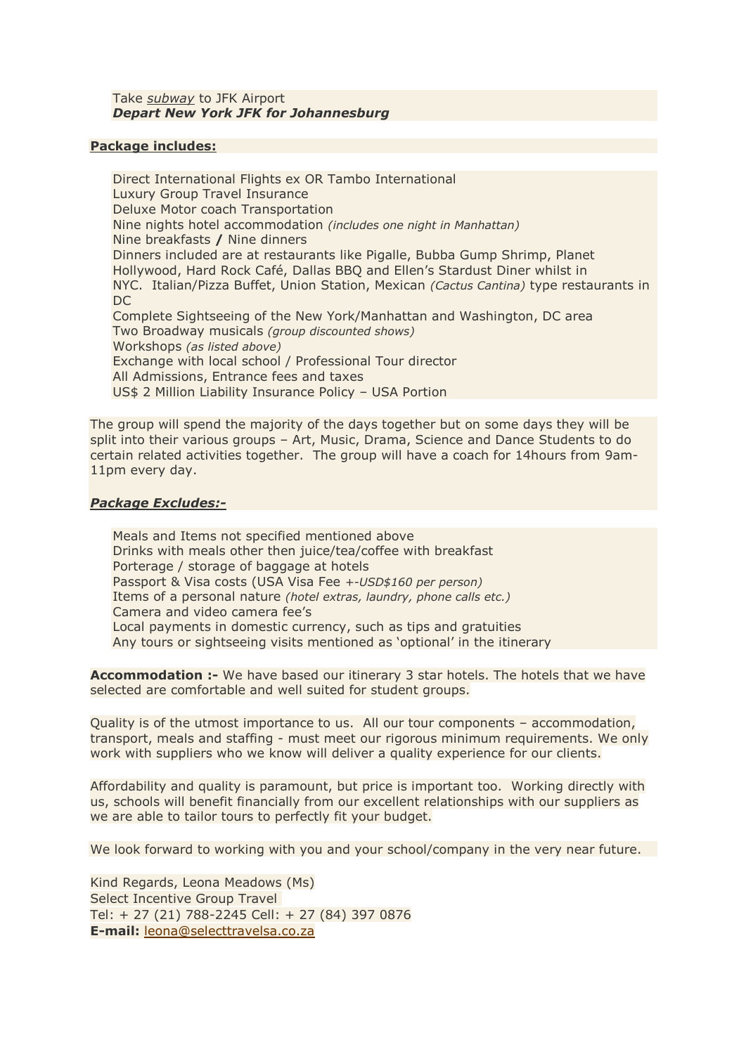Take *subway* to JFK Airport
***Depart New York JFK for Johannesburg***

**Package includes:**

Direct International Flights ex OR Tambo International
Luxury Group Travel Insurance
Deluxe Motor coach Transportation
Nine nights hotel accommodation *(includes one night in Manhattan)*
Nine breakfasts **/** Nine dinners
Dinners included are at restaurants like Pigalle, Bubba Gump Shrimp, Planet Hollywood, Hard Rock Café, Dallas BBQ and Ellen's Stardust Diner whilst in NYC. Italian/Pizza Buffet, Union Station, Mexican *(Cactus Cantina)* type restaurants in DC
Complete Sightseeing of the New York/Manhattan and Washington, DC area
Two Broadway musicals *(group discounted shows)*
Workshops *(as listed above)*
Exchange with local school / Professional Tour director
All Admissions, Entrance fees and taxes
US$ 2 Million Liability Insurance Policy – USA Portion

The group will spend the majority of the days together but on some days they will be split into their various groups – Art, Music, Drama, Science and Dance Students to do certain related activities together. The group will have a coach for 14hours from 9am-11pm every day.

***Package Excludes:-***

Meals and Items not specified mentioned above
Drinks with meals other then juice/tea/coffee with breakfast
Porterage / storage of baggage at hotels
Passport & Visa costs (USA Visa Fee *+-USD$160 per person)*
Items of a personal nature *(hotel extras, laundry, phone calls etc.)*
Camera and video camera fee's
Local payments in domestic currency, such as tips and gratuities
Any tours or sightseeing visits mentioned as 'optional' in the itinerary

**Accommodation :-** We have based our itinerary 3 star hotels. The hotels that we have selected are comfortable and well suited for student groups.

Quality is of the utmost importance to us. All our tour components – accommodation, transport, meals and staffing - must meet our rigorous minimum requirements. We only work with suppliers who we know will deliver a quality experience for our clients.

Affordability and quality is paramount, but price is important too. Working directly with us, schools will benefit financially from our excellent relationships with our suppliers as we are able to tailor tours to perfectly fit your budget.

We look forward to working with you and your school/company in the very near future.

Kind Regards, Leona Meadows (Ms)
Select Incentive Group Travel
Tel: + 27 (21) 788-2245 Cell: + 27 (84) 397 0876
**E-mail:** leona@selecttravelsa.co.za